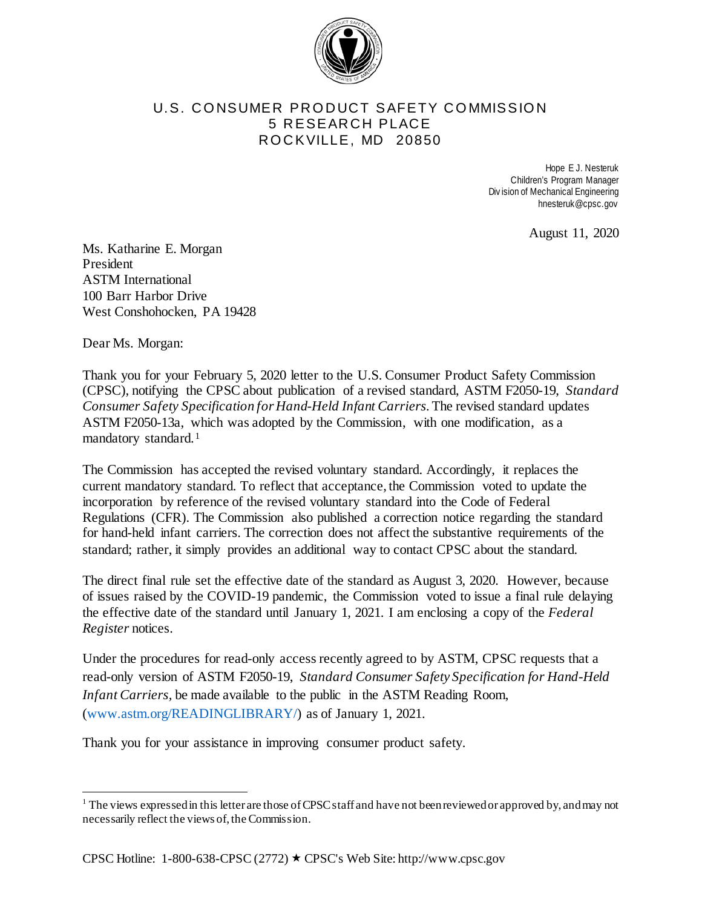# U.S. CONSUMER PRODUCT SAFETY COMMISSION
## 5 RESEARCH PLACE
## ROCKVILLE, MD 20850

Hope E J. Nesteruk
Children's Program Manager
Division of Mechanical Engineering
hnesteruk@cpsc.gov

August 11, 2020

Ms. Katharine E. Morgan
President
ASTM International
100 Barr Harbor Drive
West Conshohocken, PA 19428

Dear Ms. Morgan:

Thank you for your February 5, 2020 letter to the U.S. Consumer Product Safety Commission (CPSC), notifying the CPSC about publication of a revised standard, ASTM F2050-19, *Standard Consumer Safety Specification for Hand-Held Infant Carriers*. The revised standard updates ASTM F2050-13a, which was adopted by the Commission, with one modification, as a mandatory standard.[1]

The Commission has accepted the revised voluntary standard. Accordingly, it replaces the current mandatory standard. To reflect that acceptance, the Commission voted to update the incorporation by reference of the revised voluntary standard into the Code of Federal Regulations (CFR). The Commission also published a correction notice regarding the standard for hand-held infant carriers. The correction does not affect the substantive requirements of the standard; rather, it simply provides an additional way to contact CPSC about the standard.

The direct final rule set the effective date of the standard as August 3, 2020. However, because of issues raised by the COVID-19 pandemic, the Commission voted to issue a final rule delaying the effective date of the standard until January 1, 2021. I am enclosing a copy of the *Federal Register* notices.

Under the procedures for read-only access recently agreed to by ASTM, CPSC requests that a read-only version of ASTM F2050-19, *Standard Consumer Safety Specification for Hand-Held Infant Carriers*, be made available to the public in the ASTM Reading Room, (www.astm.org/READINGLIBRARY/) as of January 1, 2021.

Thank you for your assistance in improving consumer product safety.

---

[1] The views expressed in this letter are those of CPSC staff and have not been reviewed or approved by, and may not necessarily reflect the views of, the Commission.

CPSC Hotline: 1-800-638-CPSC (2772) ★ CPSC's Web Site: http://www.cpsc.gov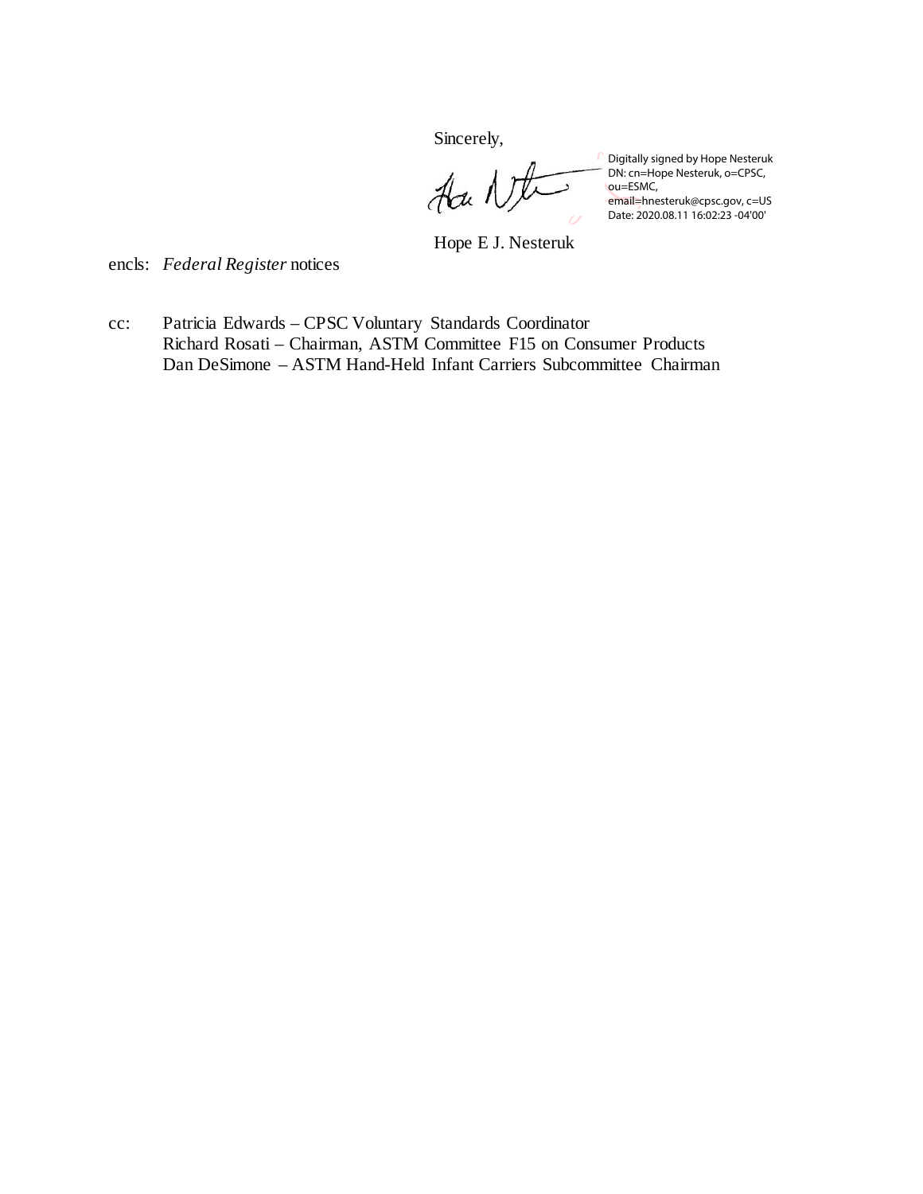Sincerely,

Digitally signed by Hope Nesteruk
DN: cn=Hope Nesteruk, o=CPSC, ou=ESMC, email=hnesteruk@cpsc.gov, c=US
Date: 2020.08.11 16:02:23 -04'00'

Hope E J. Nesteruk

encls: *Federal Register* notices

cc: Patricia Edwards – CPSC Voluntary Standards Coordinator
Richard Rosati – Chairman, ASTM Committee F15 on Consumer Products
Dan DeSimone – ASTM Hand-Held Infant Carriers Subcommittee Chairman